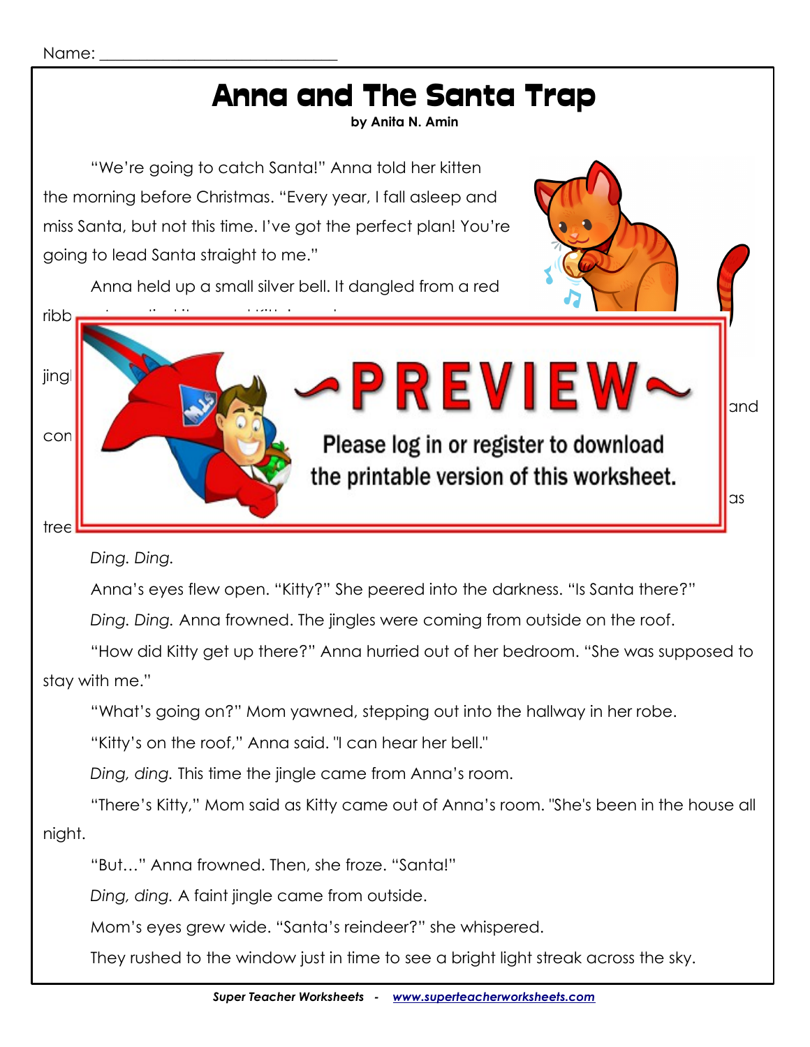Name: ______________________________

# Anna and The Santa Trap

**by Anita N. Amin**

"We're going to catch Santa!" Anna told her kitten the morning before Christmas. "Every year, I fall asleep and miss Santa, but not this time. I've got the perfect plan! You're going to lead Santa straight to me."

Anna held up a small silver bell. It dangled from a red ribb

jingl

con

tree

*Ding. Ding.*

Anna's eyes flew open. "Kitty?" She peered into the darkness. "Is Santa there?"

*Ding. Ding.* Anna frowned. The jingles were coming from outside on the roof.

"How did Kitty get up there?" Anna hurried out of her bedroom. "She was supposed to stay with me."

"What's going on?" Mom yawned, stepping out into the hallway in her robe.

"Kitty's on the roof," Anna said. "I can hear her bell."

*Ding, ding.* This time the jingle came from Anna's room.

"There's Kitty," Mom said as Kitty came out of Anna's room. "She's been in the house all night.

"But…" Anna frowned. Then, she froze. "Santa!"

*Ding, ding.* A faint jingle came from outside.

Mom's eyes grew wide. "Santa's reindeer?" she whispered.

They rushed to the window just in time to see a bright light streak across the sky.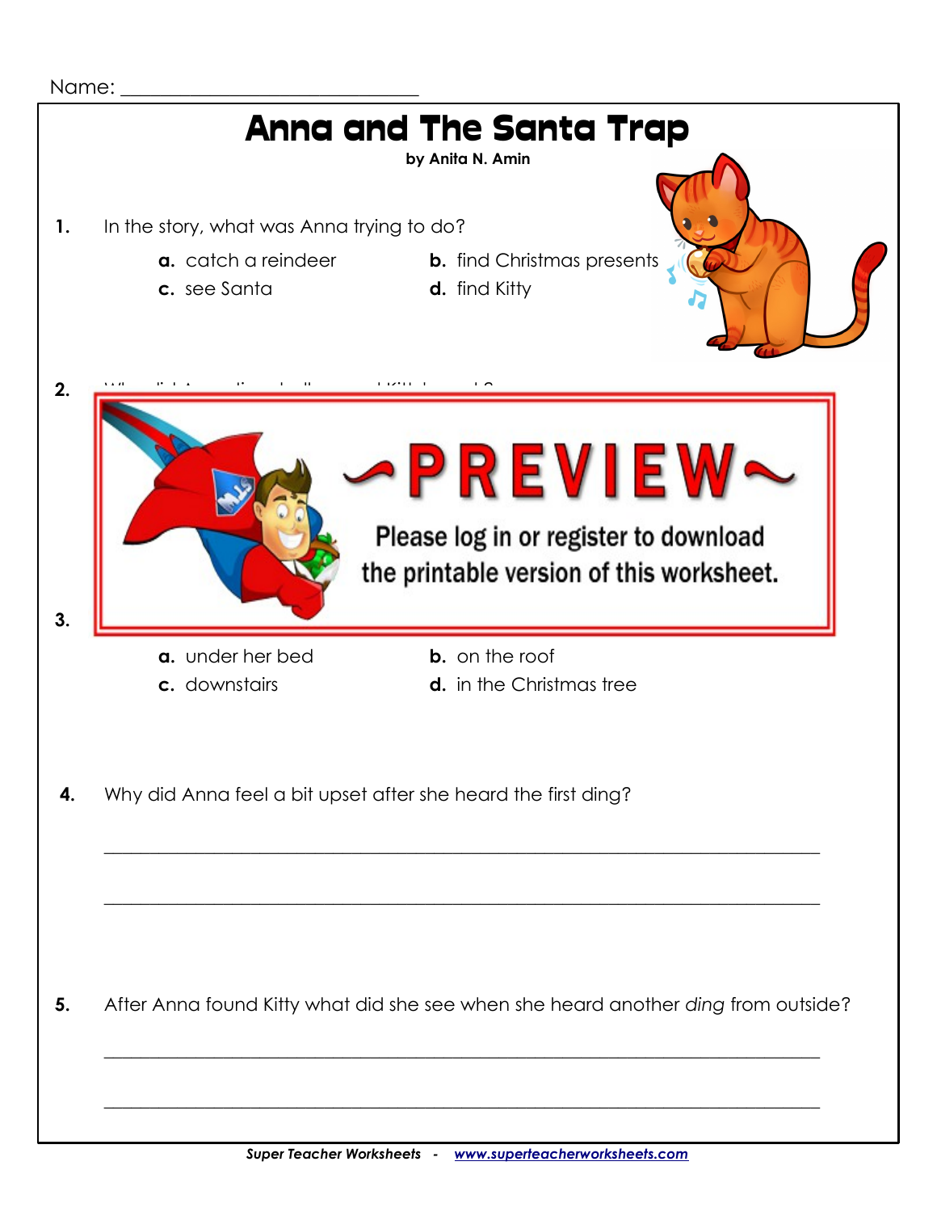Name: ______________________________

# Anna and The Santa Trap

**by Anita N. Amin**

**1.** In the story, what was Anna trying to do?

**a.** catch a reindeer  **b.** find Christmas presents

**c.** see Santa  **d.** find Kitty

**2.**

**3.**

**a.** under her bed  **b.** on the roof

**c.** downstairs  **d.** in the Christmas tree

**4.** Why did Anna feel a bit upset after she heard the first ding?

______________________________________________________________________

______________________________________________________________________

**5.** After Anna found Kitty what did she see when she heard another *ding* from outside?

______________________________________________________________________

______________________________________________________________________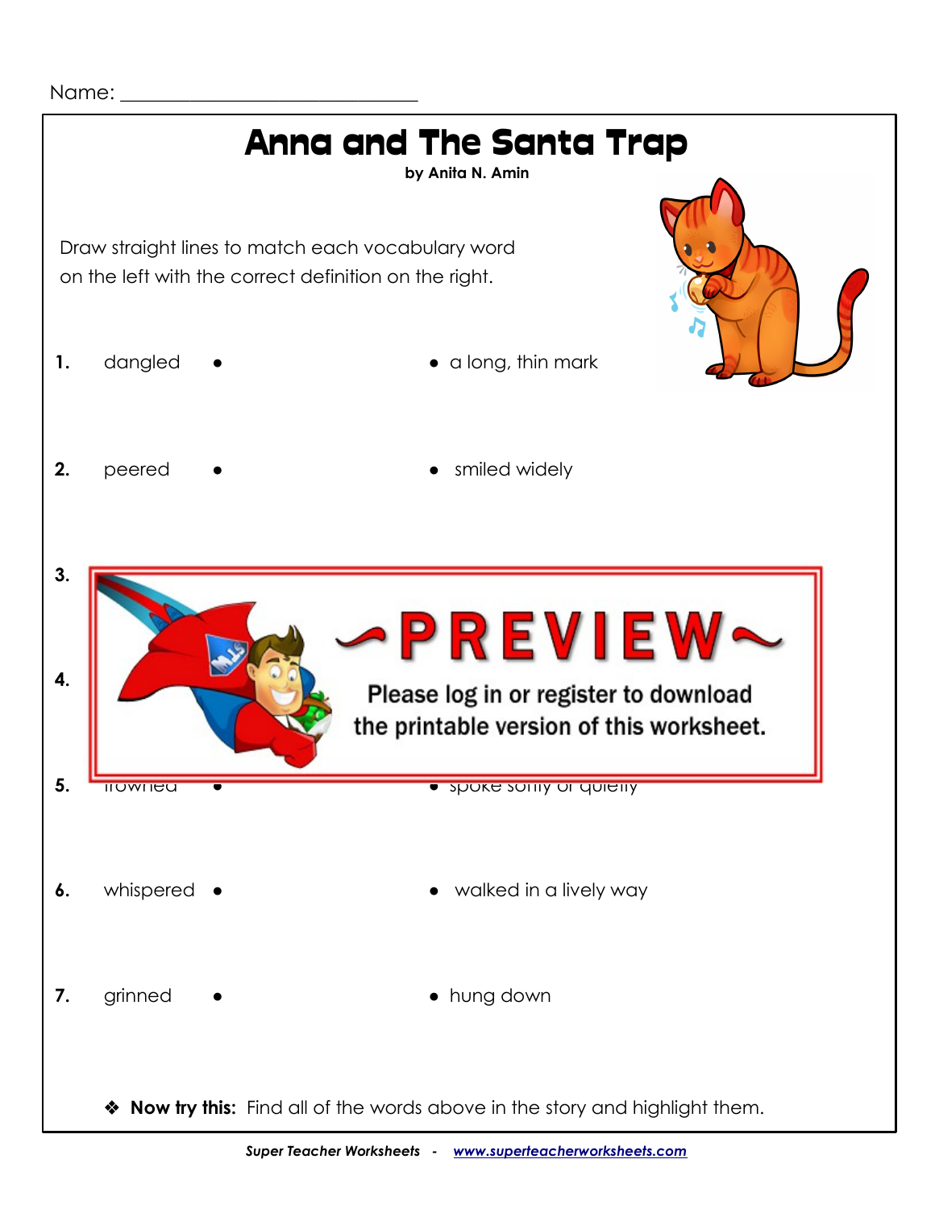Name: ______________________________

# Anna and The Santa Trap

**by Anita N. Amin**

Draw straight lines to match each vocabulary word on the left with the correct definition on the right.

| | Word | | Definition |
|---|---|---|---|
| **1.** | dangled | • | • a long, thin mark |
| **2.** | peered | • | • smiled widely |
| **3.** | | | |
| **4.** | | | |
| **5.** | frowned | • | • spoke softly or quietly |
| **6.** | whispered | • | • walked in a lively way |
| **7.** | grinned | • | • hung down |

~PREVIEW~

Please log in or register to download the printable version of this worksheet.

❖ **Now try this:** Find all of the words above in the story and highlight them.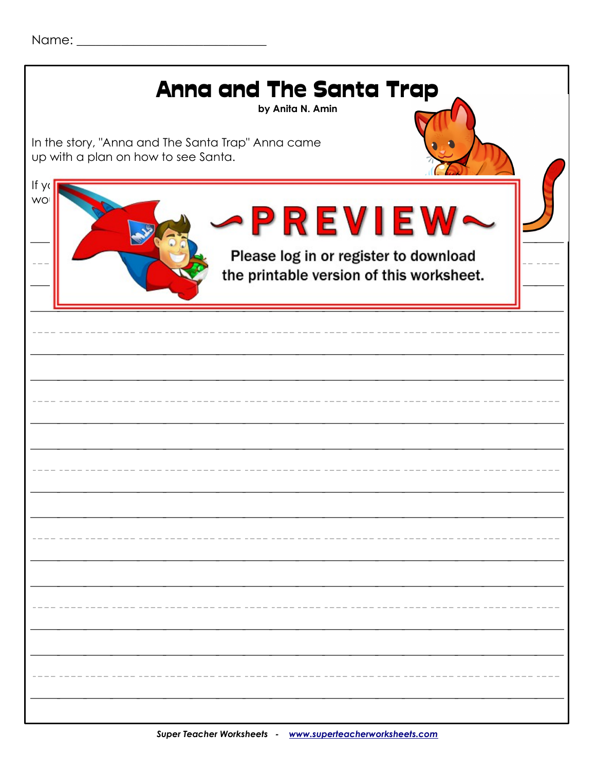Name: ______________________________

# Anna and The Santa Trap

**by Anita N. Amin**

In the story, "Anna and The Santa Trap" Anna came up with a plan on how to see Santa.

If yo
wo

~PREVIEW~

Please log in or register to download the printable version of this worksheet.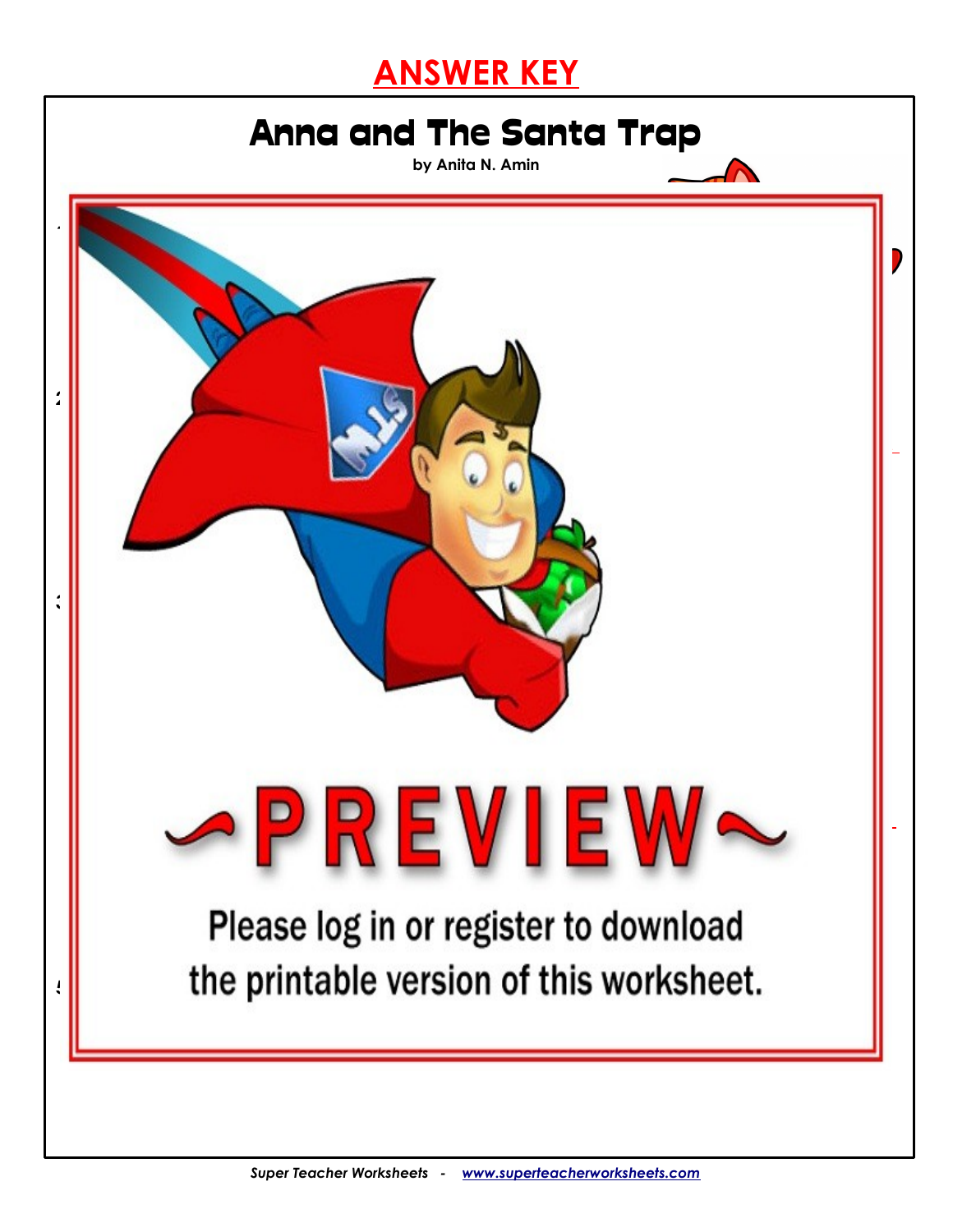## ANSWER KEY

# Anna and The Santa Trap

**by Anita N. Amin**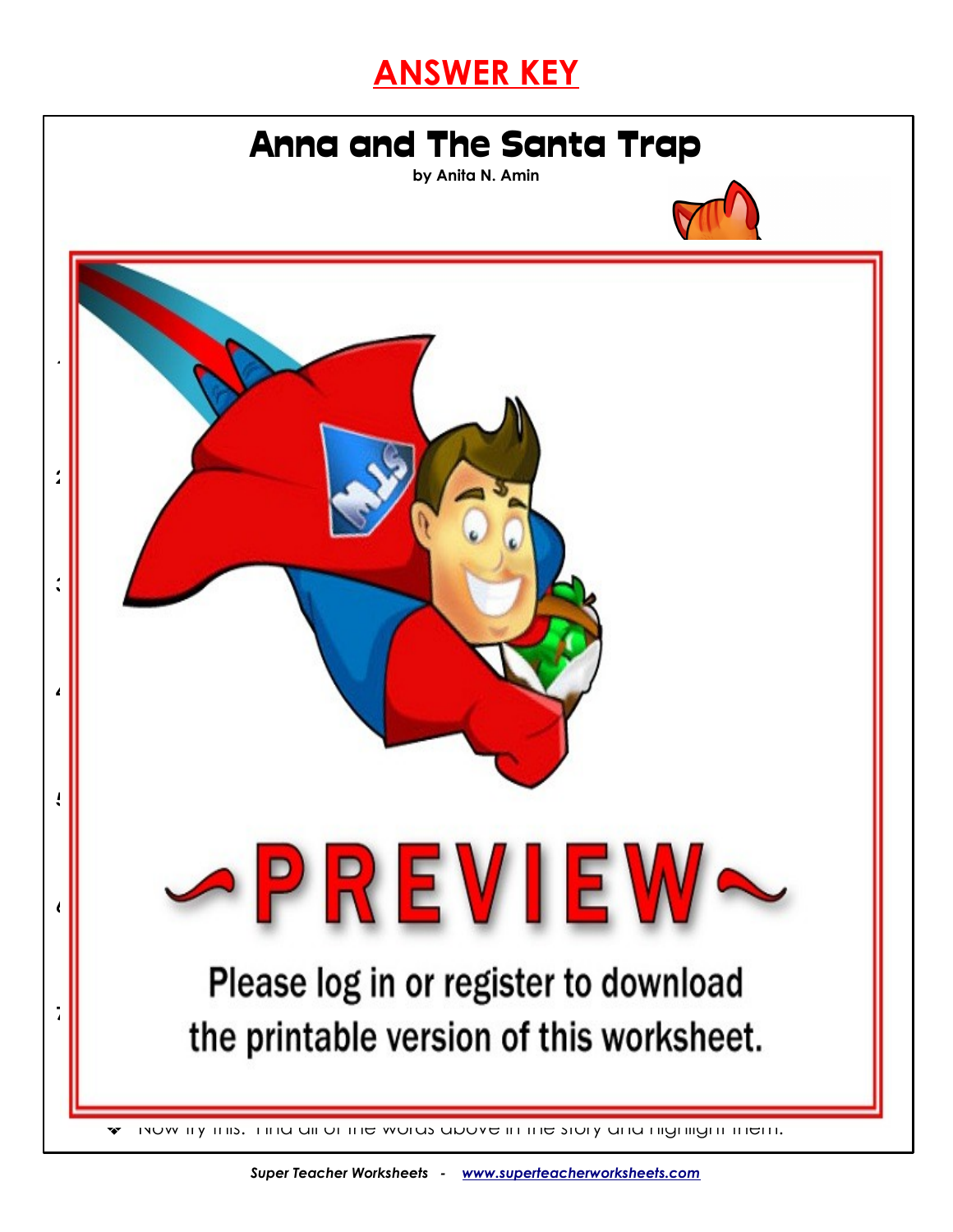# ANSWER KEY

## Anna and The Santa Trap

by Anita N. Amin

~PREVIEW~

Please log in or register to download the printable version of this worksheet.

❖ Now try this. Find all of the words above in the story and highlight them.